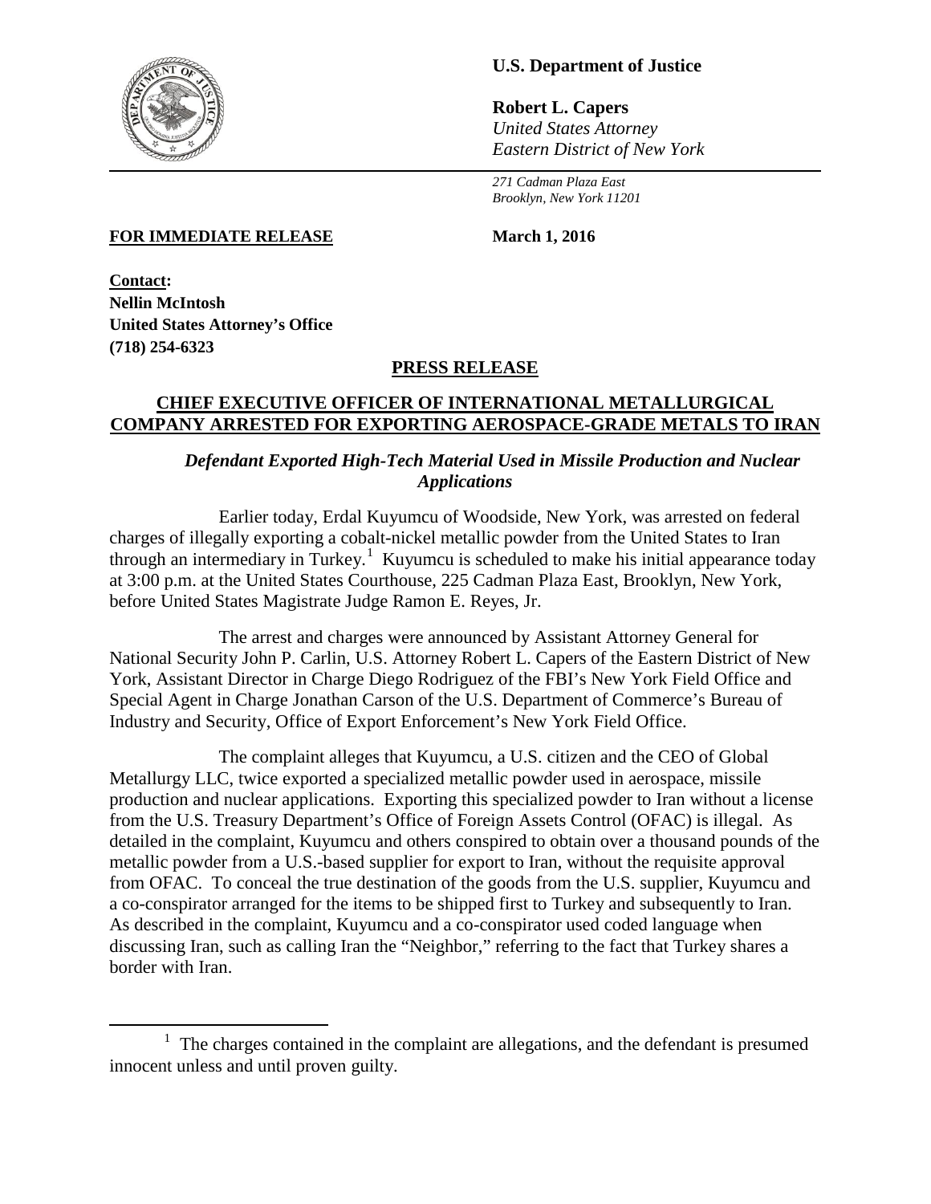**U.S. Department of Justice**

**Robert L. Capers**
*United States Attorney*
*Eastern District of New York*

*271 Cadman Plaza East*
*Brooklyn, New York 11201*

**FOR IMMEDIATE RELEASE** **March 1, 2016**

**Contact:**
**Nellin McIntosh**
**United States Attorney's Office**
**(718) 254-6323**

## PRESS RELEASE

## CHIEF EXECUTIVE OFFICER OF INTERNATIONAL METALLURGICAL COMPANY ARRESTED FOR EXPORTING AEROSPACE-GRADE METALS TO IRAN

***Defendant Exported High-Tech Material Used in Missile Production and Nuclear Applications***

Earlier today, Erdal Kuyumcu of Woodside, New York, was arrested on federal charges of illegally exporting a cobalt-nickel metallic powder from the United States to Iran through an intermediary in Turkey.[1] Kuyumcu is scheduled to make his initial appearance today at 3:00 p.m. at the United States Courthouse, 225 Cadman Plaza East, Brooklyn, New York, before United States Magistrate Judge Ramon E. Reyes, Jr.

The arrest and charges were announced by Assistant Attorney General for National Security John P. Carlin, U.S. Attorney Robert L. Capers of the Eastern District of New York, Assistant Director in Charge Diego Rodriguez of the FBI's New York Field Office and Special Agent in Charge Jonathan Carson of the U.S. Department of Commerce's Bureau of Industry and Security, Office of Export Enforcement's New York Field Office.

The complaint alleges that Kuyumcu, a U.S. citizen and the CEO of Global Metallurgy LLC, twice exported a specialized metallic powder used in aerospace, missile production and nuclear applications. Exporting this specialized powder to Iran without a license from the U.S. Treasury Department's Office of Foreign Assets Control (OFAC) is illegal. As detailed in the complaint, Kuyumcu and others conspired to obtain over a thousand pounds of the metallic powder from a U.S.-based supplier for export to Iran, without the requisite approval from OFAC. To conceal the true destination of the goods from the U.S. supplier, Kuyumcu and a co-conspirator arranged for the items to be shipped first to Turkey and subsequently to Iran. As described in the complaint, Kuyumcu and a co-conspirator used coded language when discussing Iran, such as calling Iran the "Neighbor," referring to the fact that Turkey shares a border with Iran.

---

[1] The charges contained in the complaint are allegations, and the defendant is presumed innocent unless and until proven guilty.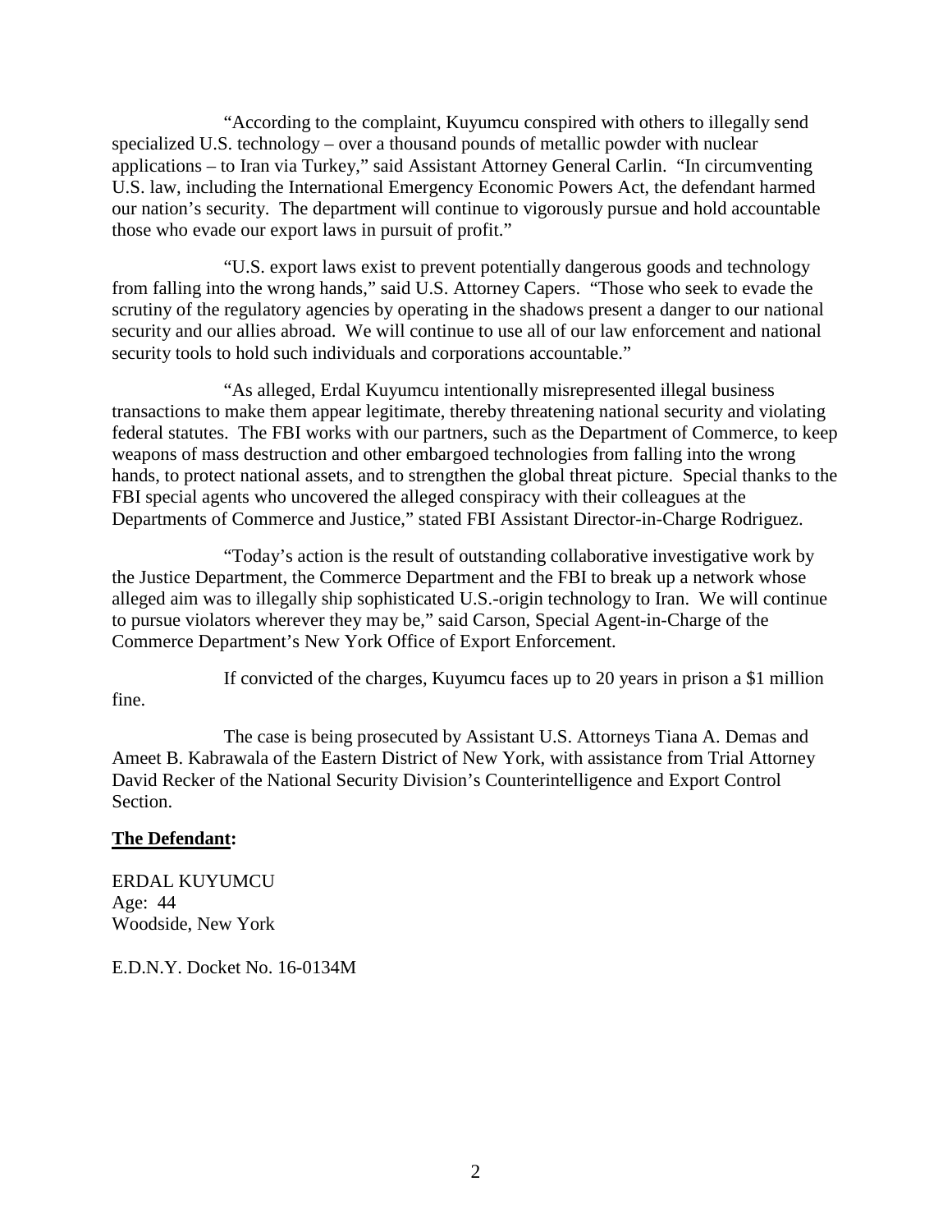"According to the complaint, Kuyumcu conspired with others to illegally send specialized U.S. technology – over a thousand pounds of metallic powder with nuclear applications – to Iran via Turkey," said Assistant Attorney General Carlin. "In circumventing U.S. law, including the International Emergency Economic Powers Act, the defendant harmed our nation's security. The department will continue to vigorously pursue and hold accountable those who evade our export laws in pursuit of profit."

"U.S. export laws exist to prevent potentially dangerous goods and technology from falling into the wrong hands," said U.S. Attorney Capers. "Those who seek to evade the scrutiny of the regulatory agencies by operating in the shadows present a danger to our national security and our allies abroad. We will continue to use all of our law enforcement and national security tools to hold such individuals and corporations accountable."

"As alleged, Erdal Kuyumcu intentionally misrepresented illegal business transactions to make them appear legitimate, thereby threatening national security and violating federal statutes. The FBI works with our partners, such as the Department of Commerce, to keep weapons of mass destruction and other embargoed technologies from falling into the wrong hands, to protect national assets, and to strengthen the global threat picture. Special thanks to the FBI special agents who uncovered the alleged conspiracy with their colleagues at the Departments of Commerce and Justice," stated FBI Assistant Director-in-Charge Rodriguez.

"Today's action is the result of outstanding collaborative investigative work by the Justice Department, the Commerce Department and the FBI to break up a network whose alleged aim was to illegally ship sophisticated U.S.-origin technology to Iran. We will continue to pursue violators wherever they may be," said Carson, Special Agent-in-Charge of the Commerce Department's New York Office of Export Enforcement.

If convicted of the charges, Kuyumcu faces up to 20 years in prison a $1 million fine.

The case is being prosecuted by Assistant U.S. Attorneys Tiana A. Demas and Ameet B. Kabrawala of the Eastern District of New York, with assistance from Trial Attorney David Recker of the National Security Division's Counterintelligence and Export Control Section.

**The Defendant:**

ERDAL KUYUMCU
Age: 44
Woodside, New York

E.D.N.Y. Docket No. 16-0134M